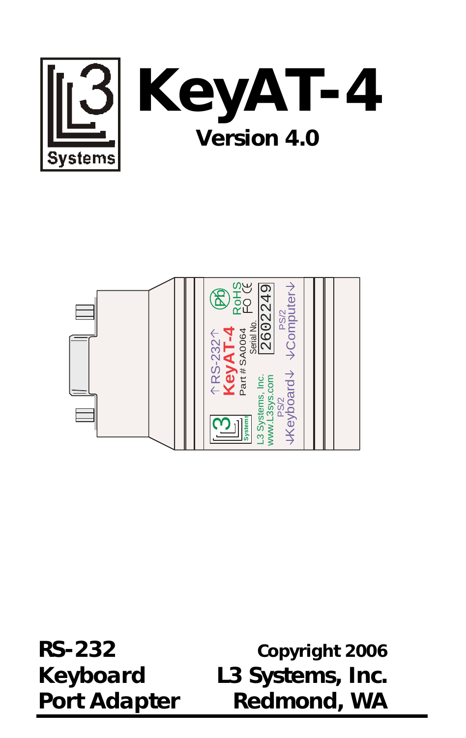# KeyAT-4

## Version 4.0

**RS-232**
**Keyboard**
**Port Adapter**

**Copyright 2006**
**L3 Systems, Inc.**
**Redmond, WA**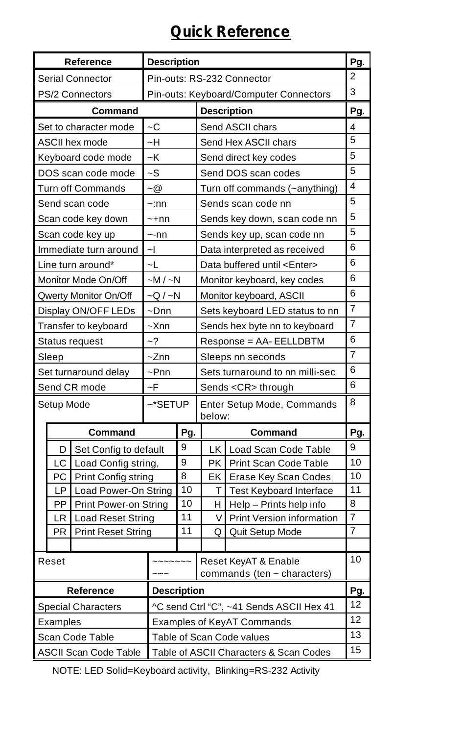# Quick Reference

| Reference | Description | Pg. |
|---|---|---|
| Serial Connector | Pin-outs: RS-232 Connector | 2 |
| PS/2 Connectors | Pin-outs: Keyboard/Computer Connectors | 3 |

| Command | | Description | Pg. |
|---|---|---|---|
| Set to character mode | ~C | Send ASCII chars | 4 |
| ASCII hex mode | ~H | Send Hex ASCII chars | 5 |
| Keyboard code mode | ~K | Send direct key codes | 5 |
| DOS scan code mode | ~S | Send DOS scan codes | 5 |
| Turn off Commands | ~@ | Turn off commands (~anything) | 4 |
| Send scan code | ~:nn | Sends scan code nn | 5 |
| Scan code key down | ~+nn | Sends key down, scan code nn | 5 |
| Scan code key up | ~-nn | Sends key up, scan code nn | 5 |
| Immediate turn around | ~I | Data interpreted as received | 6 |
| Line turn around* | ~L | Data buffered until <Enter> | 6 |
| Monitor Mode On/Off | ~M / ~N | Monitor keyboard, key codes | 6 |
| Qwerty Monitor On/Off | ~Q / ~N | Monitor keyboard, ASCII | 6 |
| Display ON/OFF LEDs | ~Dnn | Sets keyboard LED status to nn | 7 |
| Transfer to keyboard | ~Xnn | Sends hex byte nn to keyboard | 7 |
| Status request | ~? | Response = AA- EELLDBTM | 6 |
| Sleep | ~Znn | Sleeps nn seconds | 7 |
| Set turnaround delay | ~Pnn | Sets turnaround to nn milli-sec | 6 |
| Send CR mode | ~F | Sends <CR> through | 6 |
| Setup Mode | ~*SETUP | Enter Setup Mode, Commands below: | 8 |

| Command | | Pg. | Command | | Pg. |
|---|---|---|---|---|---|
| D | Set Config to default | 9 | LK | Load Scan Code Table | 9 |
| LC | Load Config string, | 9 | PK | Print Scan Code Table | 10 |
| PC | Print Config string | 8 | EK | Erase Key Scan Codes | 10 |
| LP | Load Power-On String | 10 | T | Test Keyboard Interface | 11 |
| PP | Print Power-on String | 10 | H | Help – Prints help info | 8 |
| LR | Load Reset String | 11 | V | Print Version information | 7 |
| PR | Print Reset String | 11 | Q | Quit Setup Mode | 7 |

| Command | | Description | Pg. |
|---|---|---|---|
| Reset | ~~~~~~~~~~ | Reset KeyAT & Enable commands (ten ~ characters) | 10 |

| Reference | Description | Pg. |
|---|---|---|
| Special Characters | ^C send Ctrl "C", ~41 Sends ASCII Hex 41 | 12 |
| Examples | Examples of KeyAT Commands | 12 |
| Scan Code Table | Table of Scan Code values | 13 |
| ASCII Scan Code Table | Table of ASCII Characters & Scan Codes | 15 |

NOTE: LED Solid=Keyboard activity, Blinking=RS-232 Activity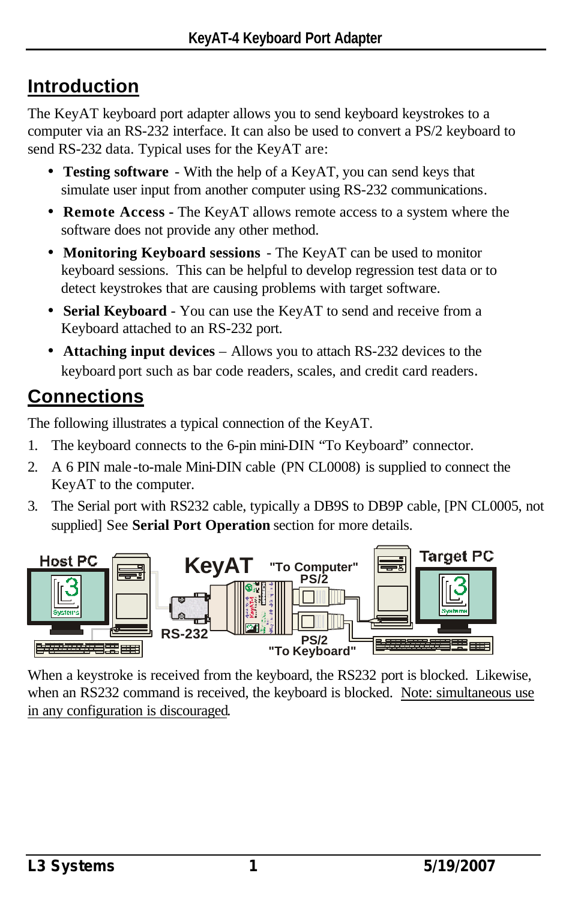## Introduction

The KeyAT keyboard port adapter allows you to send keyboard keystrokes to a computer via an RS-232 interface. It can also be used to convert a PS/2 keyboard to send RS-232 data. Typical uses for the KeyAT are:

- **Testing software** - With the help of a KeyAT, you can send keys that simulate user input from another computer using RS-232 communications.
- **Remote Access -** The KeyAT allows remote access to a system where the software does not provide any other method.
- **Monitoring Keyboard sessions** - The KeyAT can be used to monitor keyboard sessions. This can be helpful to develop regression test data or to detect keystrokes that are causing problems with target software.
- **Serial Keyboard** - You can use the KeyAT to send and receive from a Keyboard attached to an RS-232 port.
- **Attaching input devices** – Allows you to attach RS-232 devices to the keyboard port such as bar code readers, scales, and credit card readers.

## Connections

The following illustrates a typical connection of the KeyAT.

1. The keyboard connects to the 6-pin mini-DIN "To Keyboard" connector.
2. A 6 PIN male-to-male Mini-DIN cable (PN CL0008) is supplied to connect the KeyAT to the computer.
3. The Serial port with RS232 cable, typically a DB9S to DB9P cable, [PN CL0005, not supplied] See **Serial Port Operation** section for more details.

Host PC KeyAT "To Computer" PS/2 Target PC RS-232 PS/2 "To Keyboard"

When a keystroke is received from the keyboard, the RS232 port is blocked. Likewise, when an RS232 command is received, the keyboard is blocked. Note: simultaneous use in any configuration is discouraged.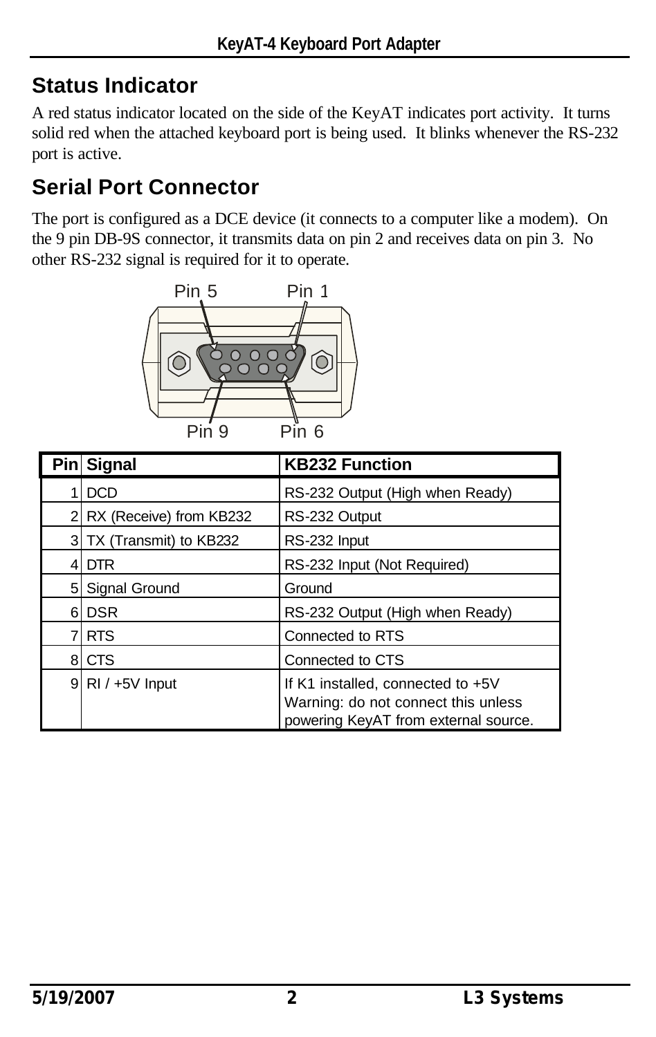## Status Indicator

A red status indicator located on the side of the KeyAT indicates port activity. It turns solid red when the attached keyboard port is being used. It blinks whenever the RS-232 port is active.

## Serial Port Connector

The port is configured as a DCE device (it connects to a computer like a modem). On the 9 pin DB-9S connector, it transmits data on pin 2 and receives data on pin 3. No other RS-232 signal is required for it to operate.

| Pin | Signal | KB232 Function |
|---|---|---|
| 1 | DCD | RS-232 Output (High when Ready) |
| 2 | RX (Receive) from KB232 | RS-232 Output |
| 3 | TX (Transmit) to KB232 | RS-232 Input |
| 4 | DTR | RS-232 Input (Not Required) |
| 5 | Signal Ground | Ground |
| 6 | DSR | RS-232 Output (High when Ready) |
| 7 | RTS | Connected to RTS |
| 8 | CTS | Connected to CTS |
| 9 | RI / +5V Input | If K1 installed, connected to +5V Warning: do not connect this unless powering KeyAT from external source. |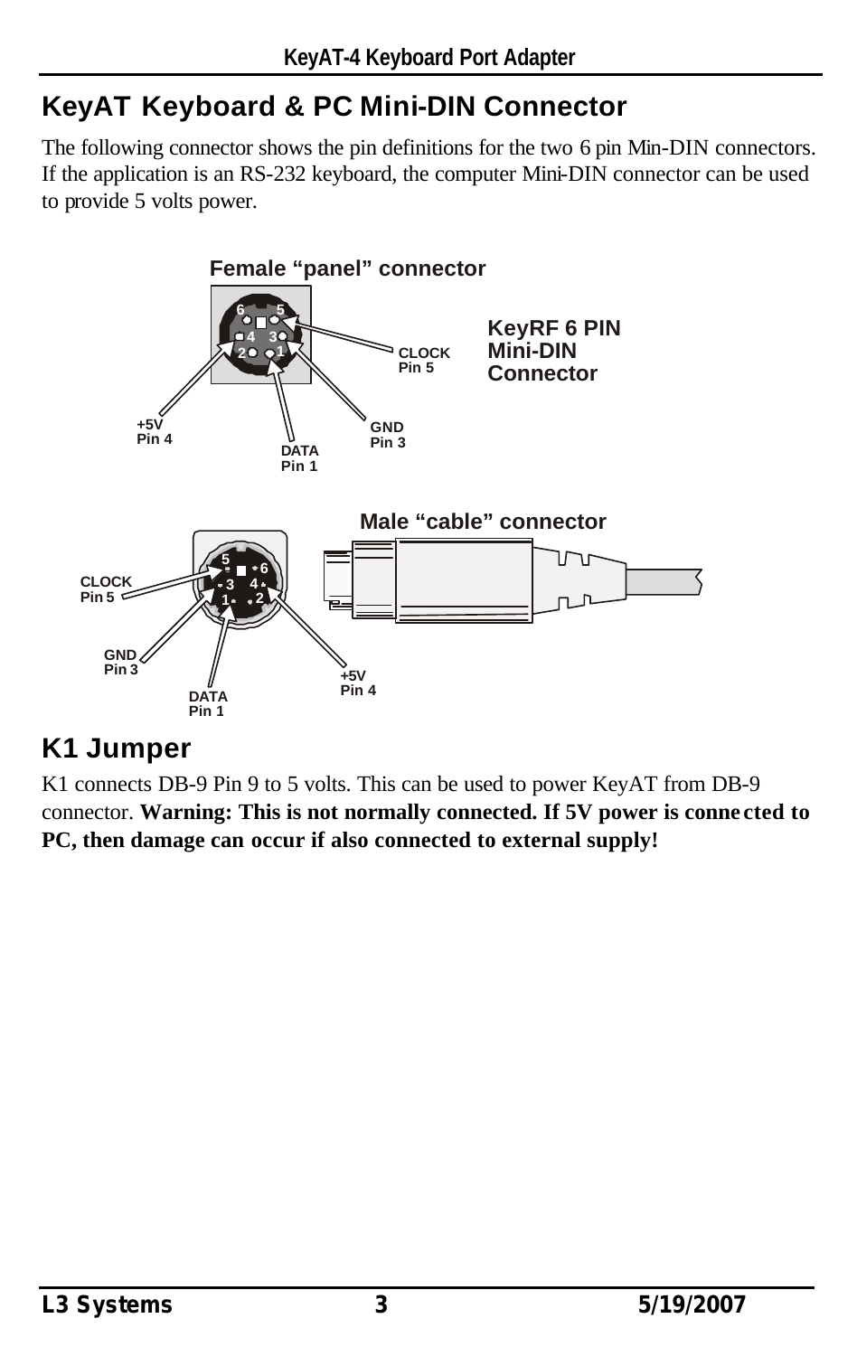## KeyAT Keyboard & PC Mini-DIN Connector

The following connector shows the pin definitions for the two 6 pin Min-DIN connectors. If the application is an RS-232 keyboard, the computer Mini-DIN connector can be used to provide 5 volts power.

**Female "panel" connector**

**KeyRF 6 PIN Mini-DIN Connector**

CLOCK Pin 5

+5V Pin 4

DATA Pin 1

GND Pin 3

**Male "cable" connector**

CLOCK Pin 5

GND Pin 3

DATA Pin 1

+5V Pin 4

## K1 Jumper

K1 connects DB-9 Pin 9 to 5 volts. This can be used to power KeyAT from DB-9 connector. **Warning: This is not normally connected. If 5V power is connected to PC, then damage can occur if also connected to external supply!**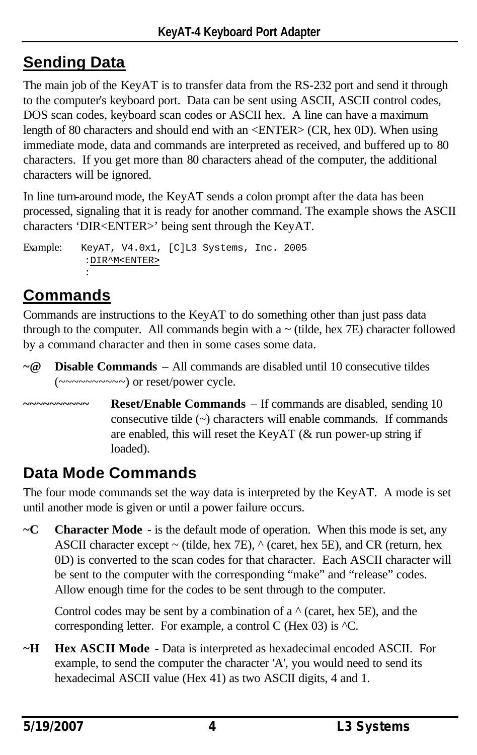## Sending Data

The main job of the KeyAT is to transfer data from the RS-232 port and send it through to the computer's keyboard port. Data can be sent using ASCII, ASCII control codes, DOS scan codes, keyboard scan codes or ASCII hex. A line can have a maximum length of 80 characters and should end with an <ENTER> (CR, hex 0D). When using immediate mode, data and commands are interpreted as received, and buffered up to 80 characters. If you get more than 80 characters ahead of the computer, the additional characters will be ignored.

In line turn-around mode, the KeyAT sends a colon prompt after the data has been processed, signaling that it is ready for another command. The example shows the ASCII characters 'DIR<ENTER>' being sent through the KeyAT.

Example:
```
KeyAT, V4.0x1, [C]L3 Systems, Inc. 2005
 :DIR^M<ENTER>
 :
```

## Commands

Commands are instructions to the KeyAT to do something other than just pass data through to the computer. All commands begin with a ~ (tilde, hex 7E) character followed by a command character and then in some cases some data.

**~@** **Disable Commands** – All commands are disabled until 10 consecutive tildes (~~~~~~~~~~) or reset/power cycle.

**~~~~~~~~~~** **Reset/Enable Commands** – If commands are disabled, sending 10 consecutive tilde (~) characters will enable commands. If commands are enabled, this will reset the KeyAT (& run power-up string if loaded).

## Data Mode Commands

The four mode commands set the way data is interpreted by the KeyAT. A mode is set until another mode is given or until a power failure occurs.

**~C** **Character Mode** - is the default mode of operation. When this mode is set, any ASCII character except ~ (tilde, hex 7E), ^ (caret, hex 5E), and CR (return, hex 0D) is converted to the scan codes for that character. Each ASCII character will be sent to the computer with the corresponding "make" and "release" codes. Allow enough time for the codes to be sent through to the computer.

Control codes may be sent by a combination of a ^ (caret, hex 5E), and the corresponding letter. For example, a control C (Hex 03) is ^C.

**~H** **Hex ASCII Mode** - Data is interpreted as hexadecimal encoded ASCII. For example, to send the computer the character 'A', you would need to send its hexadecimal ASCII value (Hex 41) as two ASCII digits, 4 and 1.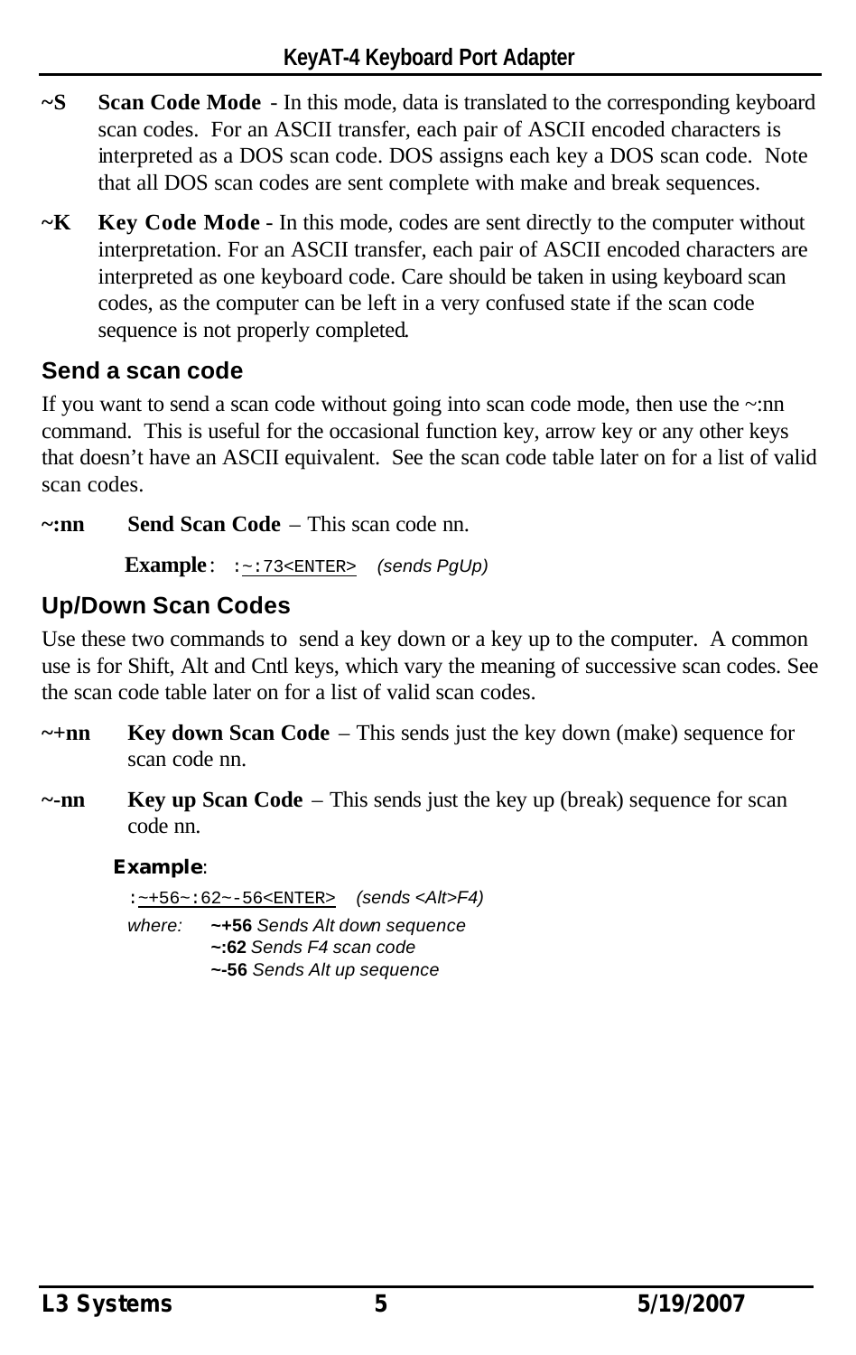**~S** **Scan Code Mode** - In this mode, data is translated to the corresponding keyboard scan codes. For an ASCII transfer, each pair of ASCII encoded characters is interpreted as a DOS scan code. DOS assigns each key a DOS scan code. Note that all DOS scan codes are sent complete with make and break sequences.

**~K** **Key Code Mode** - In this mode, codes are sent directly to the computer without interpretation. For an ASCII transfer, each pair of ASCII encoded characters are interpreted as one keyboard code. Care should be taken in using keyboard scan codes, as the computer can be left in a very confused state if the scan code sequence is not properly completed.

## Send a scan code

If you want to send a scan code without going into scan code mode, then use the ~:nn command. This is useful for the occasional function key, arrow key or any other keys that doesn't have an ASCII equivalent. See the scan code table later on for a list of valid scan codes.

**~:nn** **Send Scan Code** – This scan code nn.

**Example**: `:~:73<ENTER>` *(sends PgUp)*

## Up/Down Scan Codes

Use these two commands to send a key down or a key up to the computer. A common use is for Shift, Alt and Cntl keys, which vary the meaning of successive scan codes. See the scan code table later on for a list of valid scan codes.

**~+nn** **Key down Scan Code** – This sends just the key down (make) sequence for scan code nn.

**~-nn** **Key up Scan Code** – This sends just the key up (break) sequence for scan code nn.

**Example**:

`:~+56~:62~-56<ENTER>` *(sends <Alt>F4)*

*where:* **~+56** *Sends Alt down sequence*
**~:62** *Sends F4 scan code*
**~-56** *Sends Alt up sequence*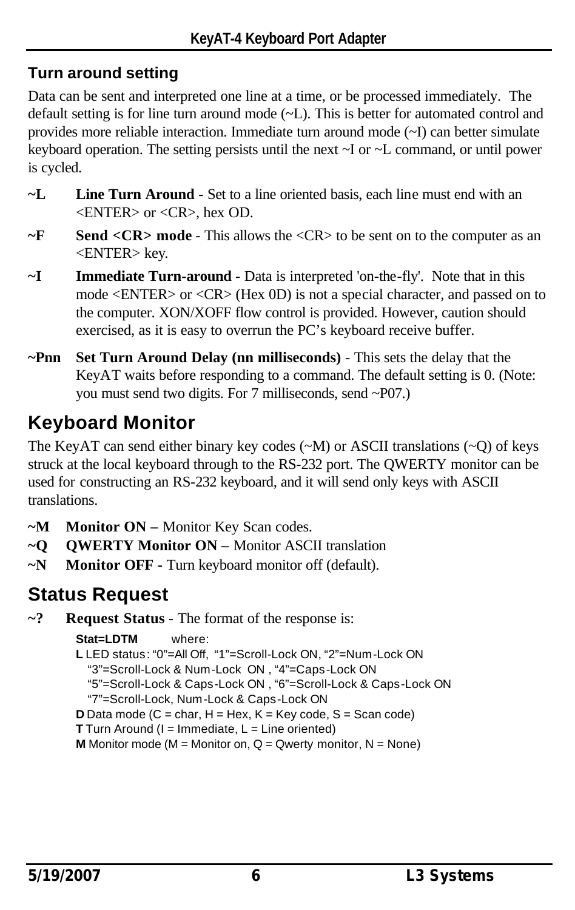### Turn around setting

Data can be sent and interpreted one line at a time, or be processed immediately. The default setting is for line turn around mode (~L). This is better for automated control and provides more reliable interaction. Immediate turn around mode (~I) can better simulate keyboard operation. The setting persists until the next ~I or ~L command, or until power is cycled.

**~L** **Line Turn Around** - Set to a line oriented basis, each line must end with an <ENTER> or <CR>, hex OD.

**~F** **Send <CR> mode** - This allows the <CR> to be sent on to the computer as an <ENTER> key.

**~I** **Immediate Turn-around** - Data is interpreted 'on-the-fly'. Note that in this mode <ENTER> or <CR> (Hex 0D) is not a special character, and passed on to the computer. XON/XOFF flow control is provided. However, caution should exercised, as it is easy to overrun the PC's keyboard receive buffer.

**~Pnn** **Set Turn Around Delay (nn milliseconds)** - This sets the delay that the KeyAT waits before responding to a command. The default setting is 0. (Note: you must send two digits. For 7 milliseconds, send ~P07.)

## Keyboard Monitor

The KeyAT can send either binary key codes (~M) or ASCII translations (~Q) of keys struck at the local keyboard through to the RS-232 port. The QWERTY monitor can be used for constructing an RS-232 keyboard, and it will send only keys with ASCII translations.

**~M** **Monitor ON –** Monitor Key Scan codes.
**~Q** **QWERTY Monitor ON –** Monitor ASCII translation
**~N** **Monitor OFF -** Turn keyboard monitor off (default).

## Status Request

**~?** **Request Status** - The format of the response is:

**Stat=LDTM** where:
**L** LED status: "0"=All Off, "1"=Scroll-Lock ON, "2"=Num-Lock ON
"3"=Scroll-Lock & Num-Lock ON , "4"=Caps-Lock ON
"5"=Scroll-Lock & Caps-Lock ON , "6"=Scroll-Lock & Caps-Lock ON
"7"=Scroll-Lock, Num-Lock & Caps-Lock ON
**D** Data mode (C = char, H = Hex, K = Key code, S = Scan code)
**T** Turn Around (I = Immediate, L = Line oriented)
**M** Monitor mode (M = Monitor on, Q = Qwerty monitor, N = None)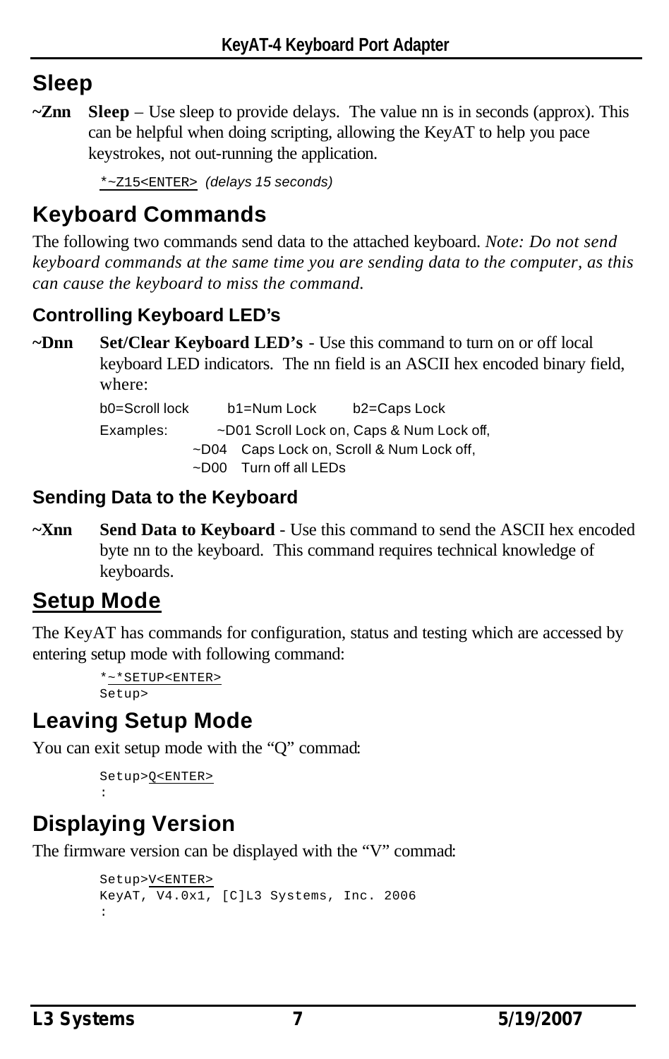## Sleep

**~Znn** **Sleep** – Use sleep to provide delays. The value nn is in seconds (approx). This can be helpful when doing scripting, allowing the KeyAT to help you pace keystrokes, not out-running the application.

```
*~Z15<ENTER>  (delays 15 seconds)
```

## Keyboard Commands

The following two commands send data to the attached keyboard. *Note: Do not send keyboard commands at the same time you are sending data to the computer, as this can cause the keyboard to miss the command.*

### Controlling Keyboard LED's

**~Dnn** **Set/Clear Keyboard LED's** - Use this command to turn on or off local keyboard LED indicators. The nn field is an ASCII hex encoded binary field, where:

b0=Scroll lock  b1=Num Lock  b2=Caps Lock

Examples:
- ~D01 Scroll Lock on, Caps & Num Lock off,
- ~D04 Caps Lock on, Scroll & Num Lock off,
- ~D00 Turn off all LEDs

### Sending Data to the Keyboard

**~Xnn** **Send Data to Keyboard** - Use this command to send the ASCII hex encoded byte nn to the keyboard. This command requires technical knowledge of keyboards.

## Setup Mode

The KeyAT has commands for configuration, status and testing which are accessed by entering setup mode with following command:

```
*~*SETUP<ENTER>
Setup>
```

## Leaving Setup Mode

You can exit setup mode with the "Q" commad:

```
Setup>Q<ENTER>
:
```

## Displaying Version

The firmware version can be displayed with the "V" commad:

```
Setup>V<ENTER>
KeyAT, V4.0x1, [C]L3 Systems, Inc. 2006
:
```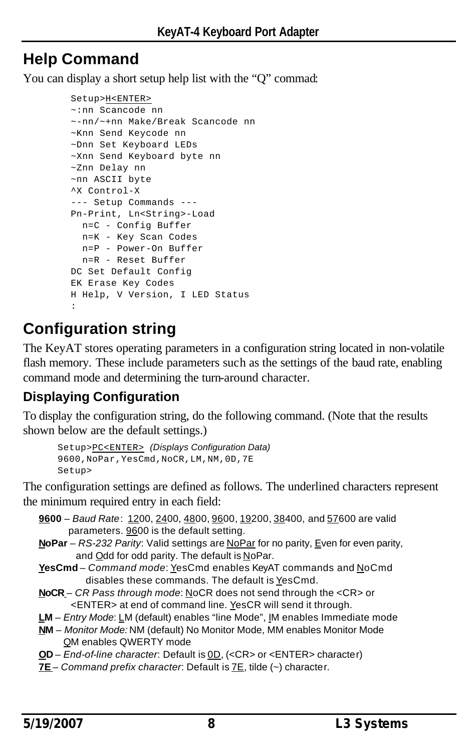## Help Command

You can display a short setup help list with the "Q" commad:

```
Setup>H<ENTER>
~:nn Scancode nn
~-nn/~+nn Make/Break Scancode nn
~Knn Send Keycode nn
~Dnn Set Keyboard LEDs
~Xnn Send Keyboard byte nn
~Znn Delay nn
~nn ASCII byte
^X Control-X
--- Setup Commands ---
Pn-Print, Ln<String>-Load
  n=C - Config Buffer
  n=K - Key Scan Codes
  n=P - Power-On Buffer
  n=R - Reset Buffer
DC Set Default Config
EK Erase Key Codes
H Help, V Version, I LED Status
:
```

## Configuration string

The KeyAT stores operating parameters in a configuration string located in non-volatile flash memory. These include parameters such as the settings of the baud rate, enabling command mode and determining the turn-around character.

### Displaying Configuration

To display the configuration string, do the following command. (Note that the results shown below are the default settings.)

```
Setup>PC<ENTER>  (Displays Configuration Data)
9600,NoPar,YesCmd,NoCR,LM,NM,0D,7E
Setup>
```

The configuration settings are defined as follows. The underlined characters represent the minimum required entry in each field:

**9600** – *Baud Rate*: 1200, 2400, 4800, 9600, 19200, 38400, and 57600 are valid parameters. 9600 is the default setting.

**NoPar** – *RS-232 Parity*: Valid settings are NoPar for no parity, Even for even parity, and Odd for odd parity. The default is NoPar.

**YesCmd** – *Command mode*: YesCmd enables KeyAT commands and NoCmd disables these commands. The default is YesCmd.

**NoCR** – *CR Pass through mode*: NoCR does not send through the <CR> or <ENTER> at end of command line. YesCR will send it through.

**LM** – *Entry Mode*: LM (default) enables "line Mode", IM enables Immediate mode

**NM** – *Monitor Mode:* NM (default) No Monitor Mode, MM enables Monitor Mode QM enables QWERTY mode

**OD** – *End-of-line character*: Default is 0D, (<CR> or <ENTER> character)

**7E** – *Command prefix character*: Default is 7E, tilde (~) character.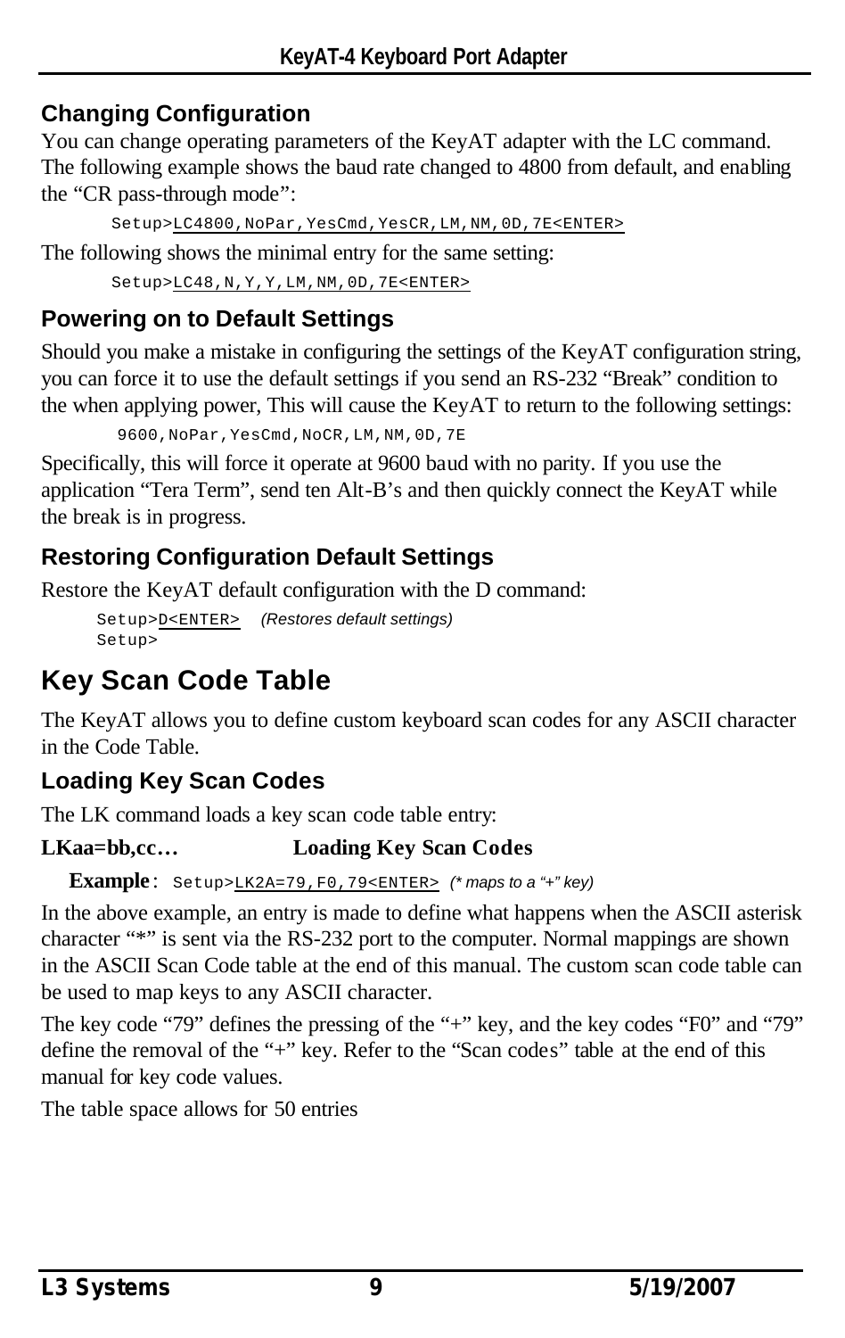## Changing Configuration

You can change operating parameters of the KeyAT adapter with the LC command. The following example shows the baud rate changed to 4800 from default, and enabling the “CR pass-through mode”:

```
Setup>LC4800,NoPar,YesCmd,YesCR,LM,NM,0D,7E<ENTER>
```

The following shows the minimal entry for the same setting:

```
Setup>LC48,N,Y,Y,LM,NM,0D,7E<ENTER>
```

## Powering on to Default Settings

Should you make a mistake in configuring the settings of the KeyAT configuration string, you can force it to use the default settings if you send an RS-232 “Break” condition to the when applying power, This will cause the KeyAT to return to the following settings:

```
9600,NoPar,YesCmd,NoCR,LM,NM,0D,7E
```

Specifically, this will force it operate at 9600 baud with no parity. If you use the application “Tera Term”, send ten Alt-B’s and then quickly connect the KeyAT while the break is in progress.

## Restoring Configuration Default Settings

Restore the KeyAT default configuration with the D command:

```
Setup>D<ENTER>    (Restores default settings)
Setup>
```

# Key Scan Code Table

The KeyAT allows you to define custom keyboard scan codes for any ASCII character in the Code Table.

## Loading Key Scan Codes

The LK command loads a key scan code table entry:

**LKaa=bb,cc…** **Loading Key Scan Codes**

**Example**: `Setup>LK2A=79,F0,79<ENTER>` *(* maps to a “+” key)*

In the above example, an entry is made to define what happens when the ASCII asterisk character “*” is sent via the RS-232 port to the computer. Normal mappings are shown in the ASCII Scan Code table at the end of this manual. The custom scan code table can be used to map keys to any ASCII character.

The key code “79” defines the pressing of the “+” key, and the key codes “F0” and “79” define the removal of the “+” key. Refer to the “Scan codes” table at the end of this manual for key code values.

The table space allows for 50 entries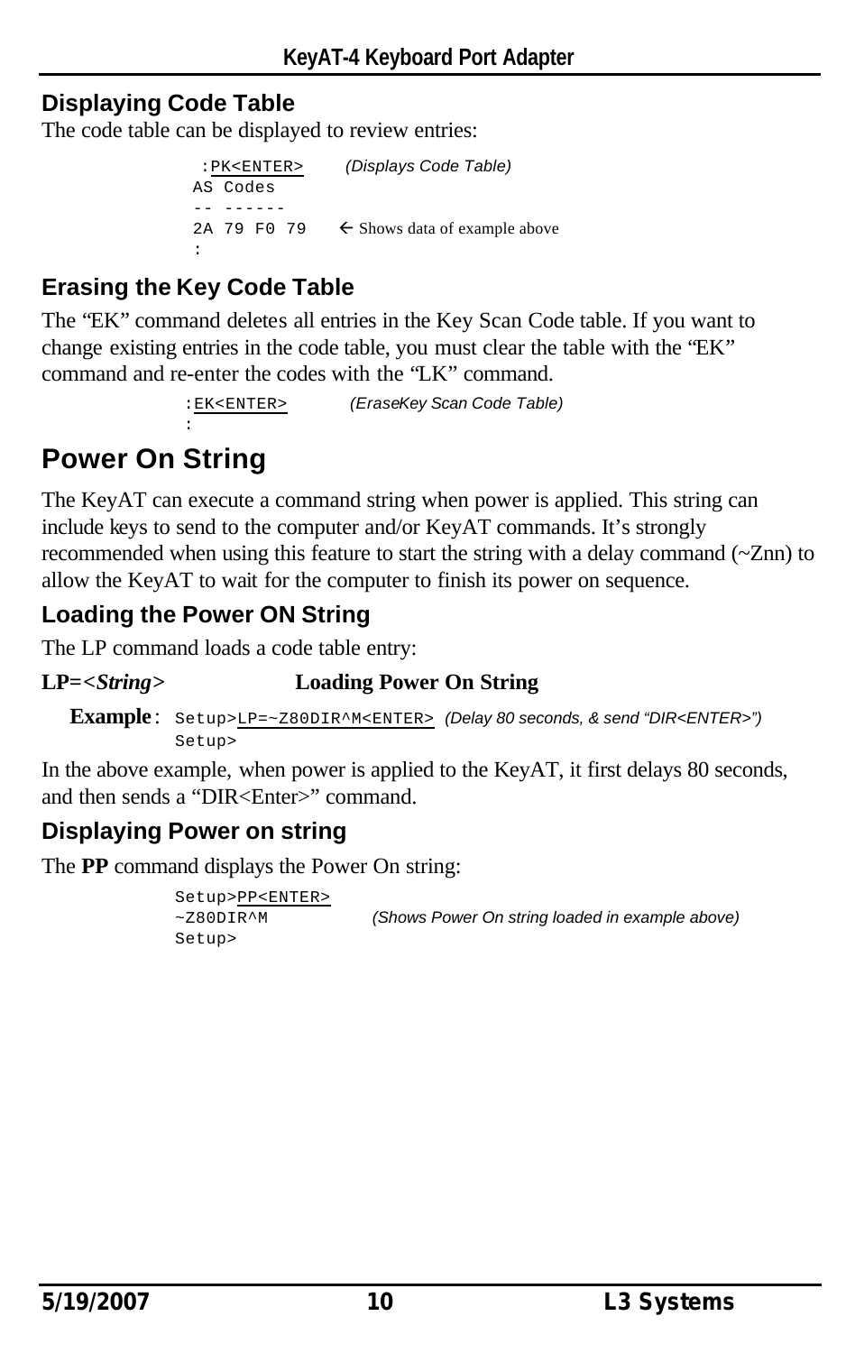## Displaying Code Table

The code table can be displayed to review entries:

```
 :PK<ENTER>      (Displays Code Table)
AS Codes
-- ------
2A 79 F0 79    ← Shows data of example above
:
```

## Erasing the Key Code Table

The "EK" command deletes all entries in the Key Scan Code table. If you want to change existing entries in the code table, you must clear the table with the "EK" command and re-enter the codes with the "LK" command.

```
:EK<ENTER>        (EraseKey Scan Code Table)
:
```

# Power On String

The KeyAT can execute a command string when power is applied. This string can include keys to send to the computer and/or KeyAT commands. It's strongly recommended when using this feature to start the string with a delay command (~Znn) to allow the KeyAT to wait for the computer to finish its power on sequence.

## Loading the Power ON String

The LP command loads a code table entry:

**LP=<*String*>** **Loading Power On String**

**Example**:
```
Setup>LP=~Z80DIR^M<ENTER>  (Delay 80 seconds, & send "DIR<ENTER>")
Setup>
```

In the above example, when power is applied to the KeyAT, it first delays 80 seconds, and then sends a "DIR<Enter>" command.

## Displaying Power on string

The **PP** command displays the Power On string:

```
Setup>PP<ENTER>
~Z80DIR^M            (Shows Power On string loaded in example above)
Setup>
```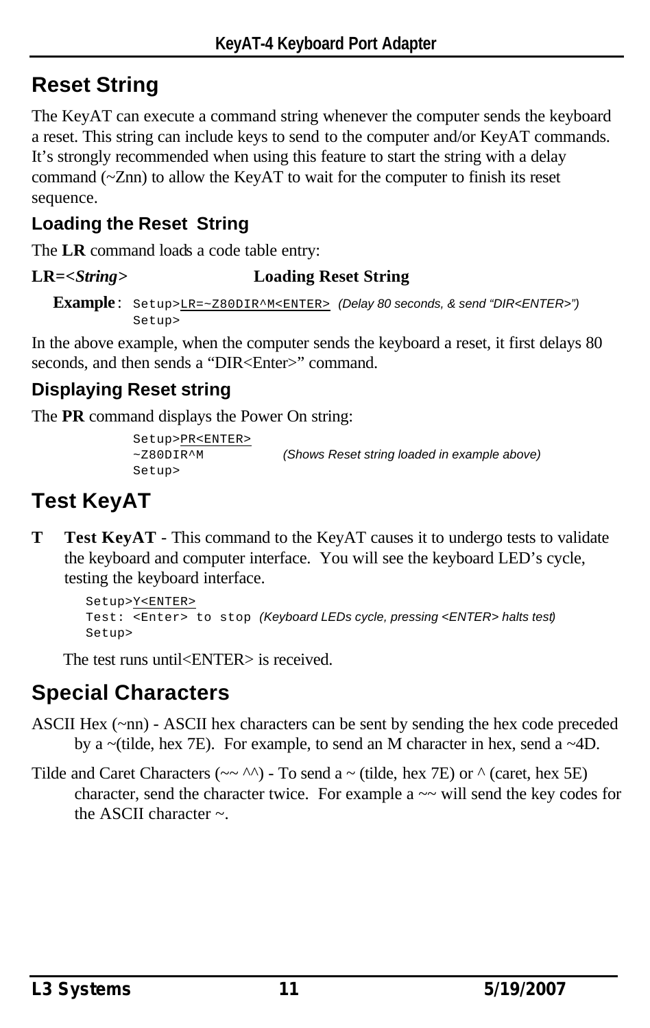## Reset String

The KeyAT can execute a command string whenever the computer sends the keyboard a reset. This string can include keys to send to the computer and/or KeyAT commands. It's strongly recommended when using this feature to start the string with a delay command (~Znn) to allow the KeyAT to wait for the computer to finish its reset sequence.

### Loading the Reset String

The **LR** command loads a code table entry:

**LR=<*String*>** **Loading Reset String**

**Example**:

```
Setup>LR=~Z80DIR^M<ENTER>  (Delay 80 seconds, & send "DIR<ENTER>")
Setup>
```

In the above example, when the computer sends the keyboard a reset, it first delays 80 seconds, and then sends a "DIR<Enter>" command.

### Displaying Reset string

The **PR** command displays the Power On string:

```
Setup>PR<ENTER>
~Z80DIR^M            (Shows Reset string loaded in example above)
Setup>
```

## Test KeyAT

**T** **Test KeyAT** - This command to the KeyAT causes it to undergo tests to validate the keyboard and computer interface. You will see the keyboard LED's cycle, testing the keyboard interface.

```
Setup>Y<ENTER>
Test: <Enter> to stop  (Keyboard LEDs cycle, pressing <ENTER> halts test)
Setup>
```

The test runs until<ENTER> is received.

## Special Characters

ASCII Hex (~nn) - ASCII hex characters can be sent by sending the hex code preceded by a ~(tilde, hex 7E). For example, to send an M character in hex, send a ~4D.

Tilde and Caret Characters (~~ ^^) - To send a ~ (tilde, hex 7E) or ^ (caret, hex 5E) character, send the character twice. For example a ~~ will send the key codes for the ASCII character ~.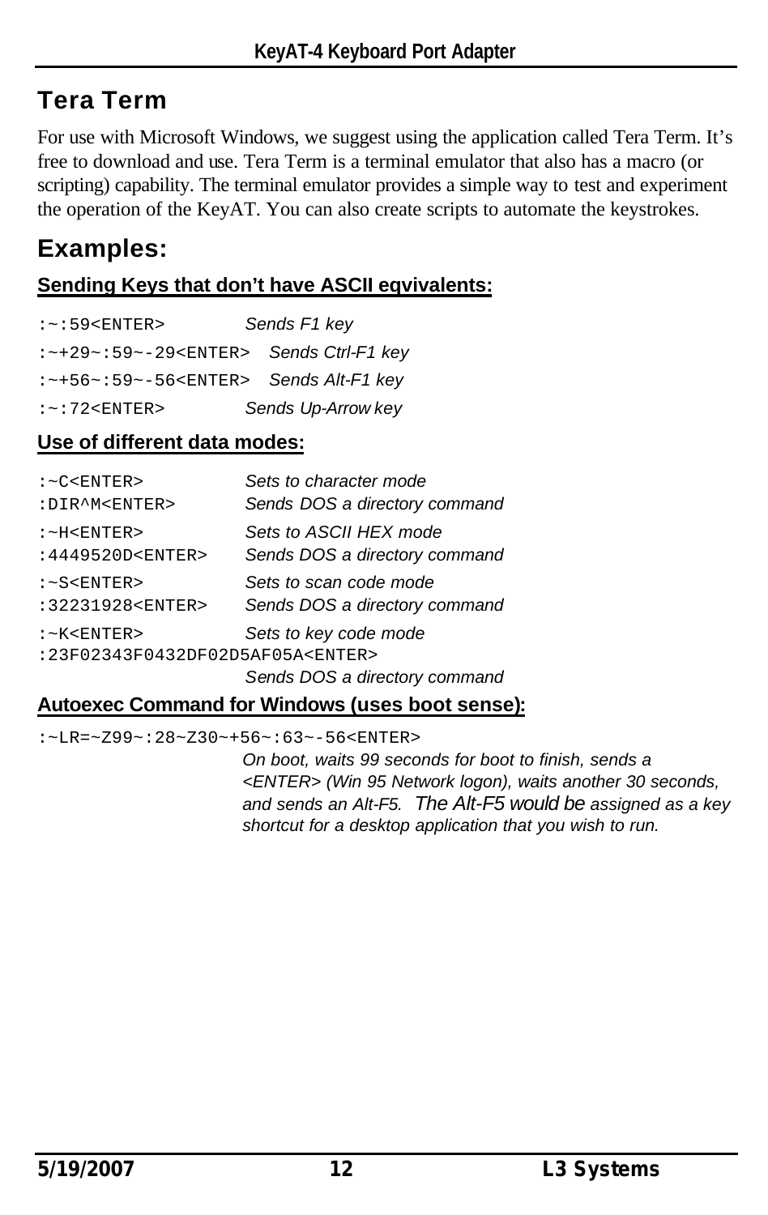## Tera Term

For use with Microsoft Windows, we suggest using the application called Tera Term. It's free to download and use. Tera Term is a terminal emulator that also has a macro (or scripting) capability. The terminal emulator provides a simple way to test and experiment the operation of the KeyAT. You can also create scripts to automate the keystrokes.

## Examples:

**Sending Keys that don't have ASCII eqvivalents:**

```
:~:59<ENTER>              Sends F1 key
:~+29~:59~-29<ENTER>      Sends Ctrl-F1 key
:~+56~:59~-56<ENTER>      Sends Alt-F1 key
:~:72<ENTER>              Sends Up-Arrow key
```

**Use of different data modes:**

```
:~C<ENTER>                Sets to character mode
:DIR^M<ENTER>             Sends DOS a directory command
:~H<ENTER>                Sets to ASCII HEX mode
:4449520D<ENTER>          Sends DOS a directory command
:~S<ENTER>                Sets to scan code mode
:32231928<ENTER>          Sends DOS a directory command
:~K<ENTER>                Sets to key code mode
:23F02343F0432DF02D5AF05A<ENTER>
                          Sends DOS a directory command
```

**Autoexec Command for Windows (uses boot sense):**

```
:~LR=~Z99~:28~Z30~+56~:63~-56<ENTER>
```

*On boot, waits 99 seconds for boot to finish, sends a <ENTER> (Win 95 Network logon), waits another 30 seconds, and sends an Alt-F5. The Alt-F5 would be assigned as a key shortcut for a desktop application that you wish to run.*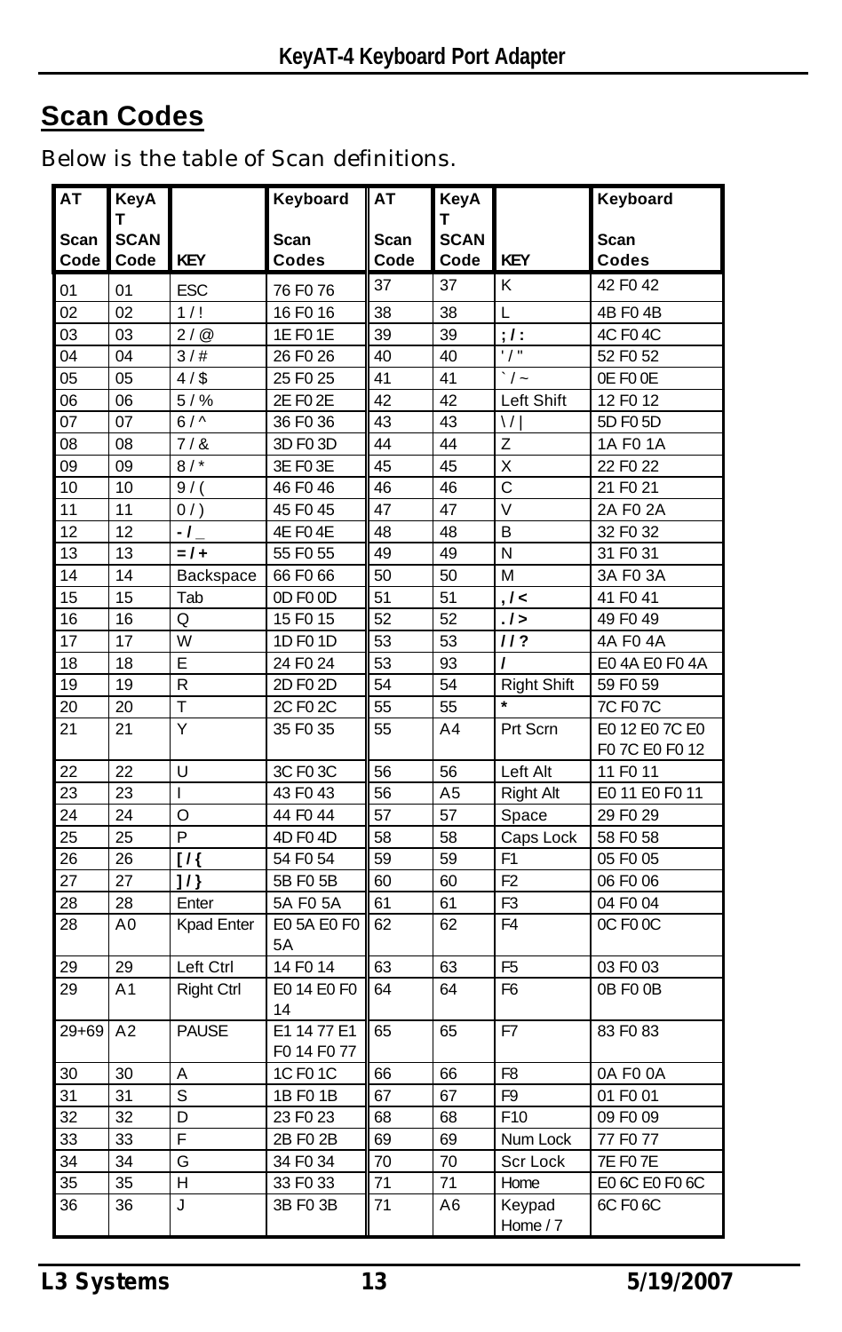## Scan Codes

Below is the table of Scan definitions.

| AT Scan Code | KeyAT SCAN Code | KEY | Keyboard Scan Codes | AT Scan Code | KeyAT SCAN Code | KEY | Keyboard Scan Codes |
|---|---|---|---|---|---|---|---|
| 01 | 01 | ESC | 76 F0 76 | 37 | 37 | K | 42 F0 42 |
| 02 | 02 | 1 / ! | 16 F0 16 | 38 | 38 | L | 4B F0 4B |
| 03 | 03 | 2 / @ | 1E F0 1E | 39 | 39 | ; / : | 4C F0 4C |
| 04 | 04 | 3 / # | 26 F0 26 | 40 | 40 | ' / " | 52 F0 52 |
| 05 | 05 | 4 / $ | 25 F0 25 | 41 | 41 | ` / ~ | 0E F0 0E |
| 06 | 06 | 5 / % | 2E F0 2E | 42 | 42 | Left Shift | 12 F0 12 |
| 07 | 07 | 6 / ^ | 36 F0 36 | 43 | 43 | \ / \| | 5D F0 5D |
| 08 | 08 | 7 / & | 3D F0 3D | 44 | 44 | Z | 1A F0 1A |
| 09 | 09 | 8 / * | 3E F0 3E | 45 | 45 | X | 22 F0 22 |
| 10 | 10 | 9 / ( | 46 F0 46 | 46 | 46 | C | 21 F0 21 |
| 11 | 11 | 0 / ) | 45 F0 45 | 47 | 47 | V | 2A F0 2A |
| 12 | 12 | - / _ | 4E F0 4E | 48 | 48 | B | 32 F0 32 |
| 13 | 13 | = / + | 55 F0 55 | 49 | 49 | N | 31 F0 31 |
| 14 | 14 | Backspace | 66 F0 66 | 50 | 50 | M | 3A F0 3A |
| 15 | 15 | Tab | 0D F0 0D | 51 | 51 | , / < | 41 F0 41 |
| 16 | 16 | Q | 15 F0 15 | 52 | 52 | . / > | 49 F0 49 |
| 17 | 17 | W | 1D F0 1D | 53 | 53 | / / ? | 4A F0 4A |
| 18 | 18 | E | 24 F0 24 | 53 | 93 | / | E0 4A E0 F0 4A |
| 19 | 19 | R | 2D F0 2D | 54 | 54 | Right Shift | 59 F0 59 |
| 20 | 20 | T | 2C F0 2C | 55 | 55 | * | 7C F0 7C |
| 21 | 21 | Y | 35 F0 35 | 55 | A4 | Prt Scrn | E0 12 E0 7C E0 F0 7C E0 F0 12 |
| 22 | 22 | U | 3C F0 3C | 56 | 56 | Left Alt | 11 F0 11 |
| 23 | 23 | I | 43 F0 43 | 56 | A5 | Right Alt | E0 11 E0 F0 11 |
| 24 | 24 | O | 44 F0 44 | 57 | 57 | Space | 29 F0 29 |
| 25 | 25 | P | 4D F0 4D | 58 | 58 | Caps Lock | 58 F0 58 |
| 26 | 26 | [ / { | 54 F0 54 | 59 | 59 | F1 | 05 F0 05 |
| 27 | 27 | ] / } | 5B F0 5B | 60 | 60 | F2 | 06 F0 06 |
| 28 | 28 | Enter | 5A F0 5A | 61 | 61 | F3 | 04 F0 04 |
| 28 | A0 | Kpad Enter | E0 5A E0 F0 5A | 62 | 62 | F4 | 0C F0 0C |
| 29 | 29 | Left Ctrl | 14 F0 14 | 63 | 63 | F5 | 03 F0 03 |
| 29 | A1 | Right Ctrl | E0 14 E0 F0 14 | 64 | 64 | F6 | 0B F0 0B |
| 29+69 | A2 | PAUSE | E1 14 77 E1 F0 14 F0 77 | 65 | 65 | F7 | 83 F0 83 |
| 30 | 30 | A | 1C F0 1C | 66 | 66 | F8 | 0A F0 0A |
| 31 | 31 | S | 1B F0 1B | 67 | 67 | F9 | 01 F0 01 |
| 32 | 32 | D | 23 F0 23 | 68 | 68 | F10 | 09 F0 09 |
| 33 | 33 | F | 2B F0 2B | 69 | 69 | Num Lock | 77 F0 77 |
| 34 | 34 | G | 34 F0 34 | 70 | 70 | Scr Lock | 7E F0 7E |
| 35 | 35 | H | 33 F0 33 | 71 | 71 | Home | E0 6C E0 F0 6C |
| 36 | 36 | J | 3B F0 3B | 71 | A6 | Keypad Home / 7 | 6C F0 6C |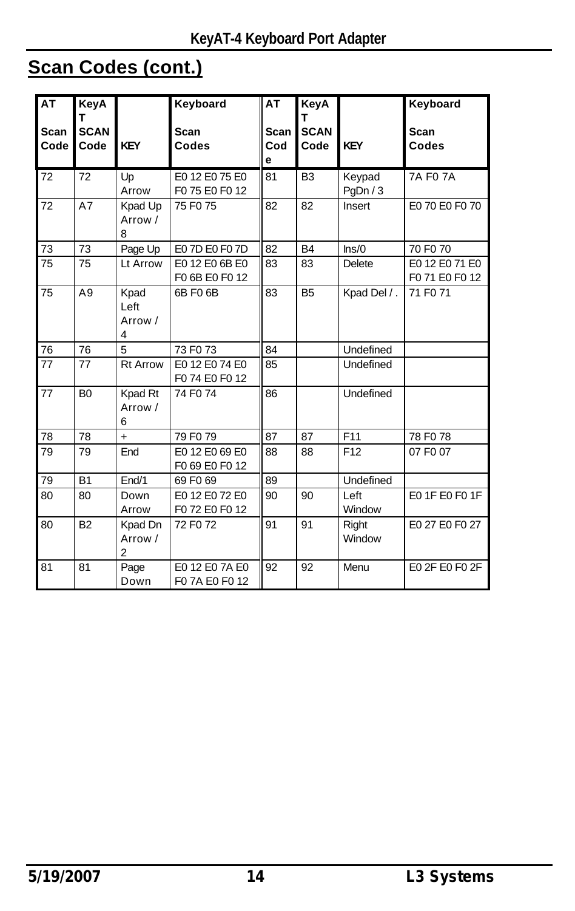## Scan Codes (cont.)

| AT Scan Code | KeyAT SCAN Code | KEY | Keyboard Scan Codes | AT Scan Code | KeyAT SCAN Code | KEY | Keyboard Scan Codes |
|---|---|---|---|---|---|---|---|
| 72 | 72 | Up Arrow | E0 12 E0 75 E0 F0 75 E0 F0 12 | 81 | B3 | Keypad PgDn / 3 | 7A F0 7A |
| 72 | A7 | Kpad Up Arrow / 8 | 75 F0 75 | 82 | 82 | Insert | E0 70 E0 F0 70 |
| 73 | 73 | Page Up | E0 7D E0 F0 7D | 82 | B4 | Ins/0 | 70 F0 70 |
| 75 | 75 | Lt Arrow | E0 12 E0 6B E0 F0 6B E0 F0 12 | 83 | 83 | Delete | E0 12 E0 71 E0 F0 71 E0 F0 12 |
| 75 | A9 | Kpad Left Arrow / 4 | 6B F0 6B | 83 | B5 | Kpad Del / . | 71 F0 71 |
| 76 | 76 | 5 | 73 F0 73 | 84 | | Undefined | |
| 77 | 77 | Rt Arrow | E0 12 E0 74 E0 F0 74 E0 F0 12 | 85 | | Undefined | |
| 77 | B0 | Kpad Rt Arrow / 6 | 74 F0 74 | 86 | | Undefined | |
| 78 | 78 | + | 79 F0 79 | 87 | 87 | F11 | 78 F0 78 |
| 79 | 79 | End | E0 12 E0 69 E0 F0 69 E0 F0 12 | 88 | 88 | F12 | 07 F0 07 |
| 79 | B1 | End/1 | 69 F0 69 | 89 | | Undefined | |
| 80 | 80 | Down Arrow | E0 12 E0 72 E0 F0 72 E0 F0 12 | 90 | 90 | Left Window | E0 1F E0 F0 1F |
| 80 | B2 | Kpad Dn Arrow / 2 | 72 F0 72 | 91 | 91 | Right Window | E0 27 E0 F0 27 |
| 81 | 81 | Page Down | E0 12 E0 7A E0 F0 7A E0 F0 12 | 92 | 92 | Menu | E0 2F E0 F0 2F |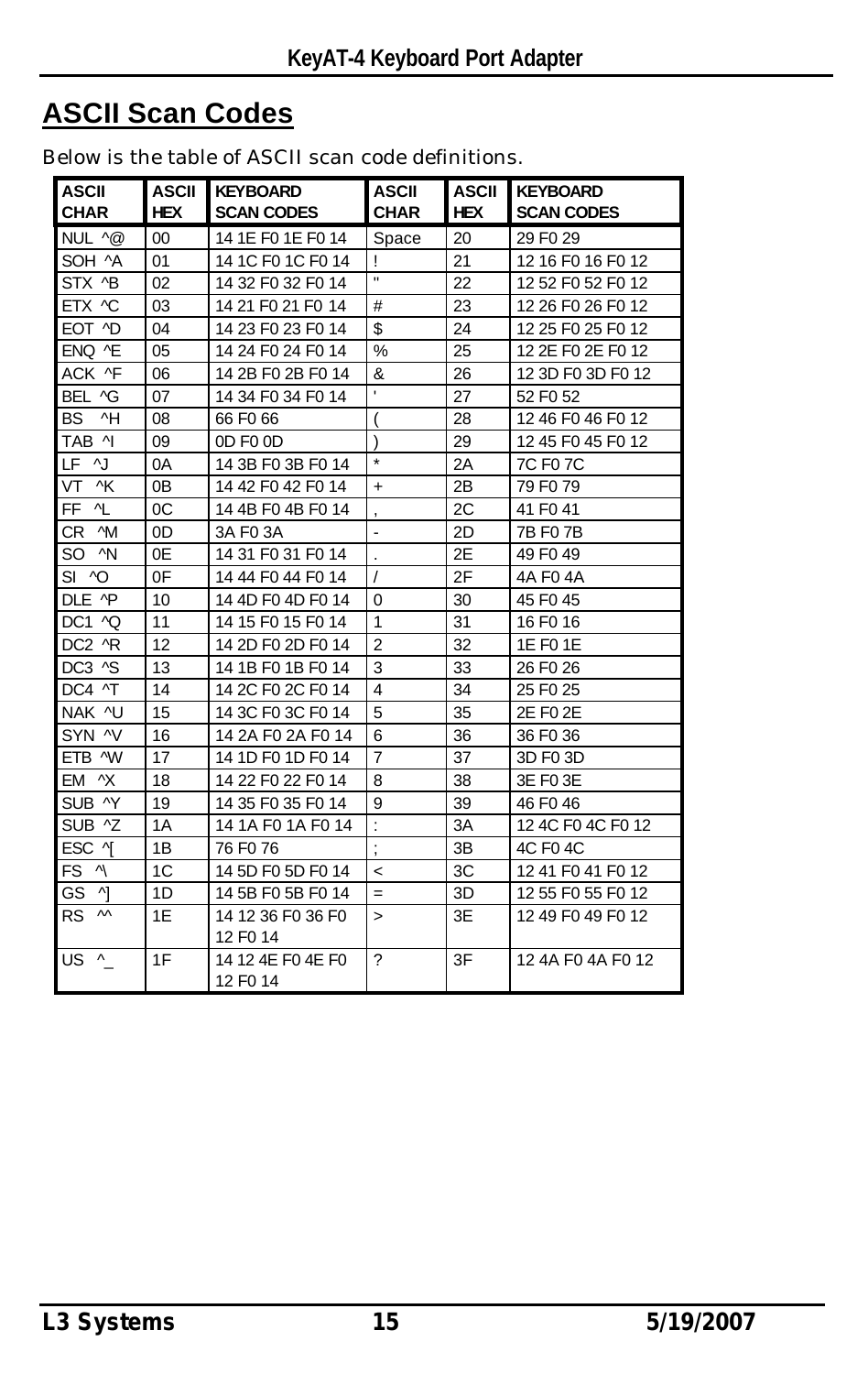## ASCII Scan Codes

Below is the table of ASCII scan code definitions.

| ASCII CHAR | ASCII HEX | KEYBOARD SCAN CODES | ASCII CHAR | ASCII HEX | KEYBOARD SCAN CODES |
|---|---|---|---|---|---|
| NUL ^@ | 00 | 14 1E F0 1E F0 14 | Space | 20 | 29 F0 29 |
| SOH ^A | 01 | 14 1C F0 1C F0 14 | ! | 21 | 12 16 F0 16 F0 12 |
| STX ^B | 02 | 14 32 F0 32 F0 14 | " | 22 | 12 52 F0 52 F0 12 |
| ETX ^C | 03 | 14 21 F0 21 F0 14 | # | 23 | 12 26 F0 26 F0 12 |
| EOT ^D | 04 | 14 23 F0 23 F0 14 | $ | 24 | 12 25 F0 25 F0 12 |
| ENQ ^E | 05 | 14 24 F0 24 F0 14 | % | 25 | 12 2E F0 2E F0 12 |
| ACK ^F | 06 | 14 2B F0 2B F0 14 | & | 26 | 12 3D F0 3D F0 12 |
| BEL ^G | 07 | 14 34 F0 34 F0 14 | ' | 27 | 52 F0 52 |
| BS ^H | 08 | 66 F0 66 | ( | 28 | 12 46 F0 46 F0 12 |
| TAB ^I | 09 | 0D F0 0D | ) | 29 | 12 45 F0 45 F0 12 |
| LF ^J | 0A | 14 3B F0 3B F0 14 | * | 2A | 7C F0 7C |
| VT ^K | 0B | 14 42 F0 42 F0 14 | + | 2B | 79 F0 79 |
| FF ^L | 0C | 14 4B F0 4B F0 14 | , | 2C | 41 F0 41 |
| CR ^M | 0D | 3A F0 3A | - | 2D | 7B F0 7B |
| SO ^N | 0E | 14 31 F0 31 F0 14 | . | 2E | 49 F0 49 |
| SI ^O | 0F | 14 44 F0 44 F0 14 | / | 2F | 4A F0 4A |
| DLE ^P | 10 | 14 4D F0 4D F0 14 | 0 | 30 | 45 F0 45 |
| DC1 ^Q | 11 | 14 15 F0 15 F0 14 | 1 | 31 | 16 F0 16 |
| DC2 ^R | 12 | 14 2D F0 2D F0 14 | 2 | 32 | 1E F0 1E |
| DC3 ^S | 13 | 14 1B F0 1B F0 14 | 3 | 33 | 26 F0 26 |
| DC4 ^T | 14 | 14 2C F0 2C F0 14 | 4 | 34 | 25 F0 25 |
| NAK ^U | 15 | 14 3C F0 3C F0 14 | 5 | 35 | 2E F0 2E |
| SYN ^V | 16 | 14 2A F0 2A F0 14 | 6 | 36 | 36 F0 36 |
| ETB ^W | 17 | 14 1D F0 1D F0 14 | 7 | 37 | 3D F0 3D |
| EM ^X | 18 | 14 22 F0 22 F0 14 | 8 | 38 | 3E F0 3E |
| SUB ^Y | 19 | 14 35 F0 35 F0 14 | 9 | 39 | 46 F0 46 |
| SUB ^Z | 1A | 14 1A F0 1A F0 14 | : | 3A | 12 4C F0 4C F0 12 |
| ESC ^[ | 1B | 76 F0 76 | ; | 3B | 4C F0 4C |
| FS ^\ | 1C | 14 5D F0 5D F0 14 | < | 3C | 12 41 F0 41 F0 12 |
| GS ^] | 1D | 14 5B F0 5B F0 14 | = | 3D | 12 55 F0 55 F0 12 |
| RS ^^ | 1E | 14 12 36 F0 36 F0 12 F0 14 | > | 3E | 12 49 F0 49 F0 12 |
| US ^_ | 1F | 14 12 4E F0 4E F0 12 F0 14 | ? | 3F | 12 4A F0 4A F0 12 |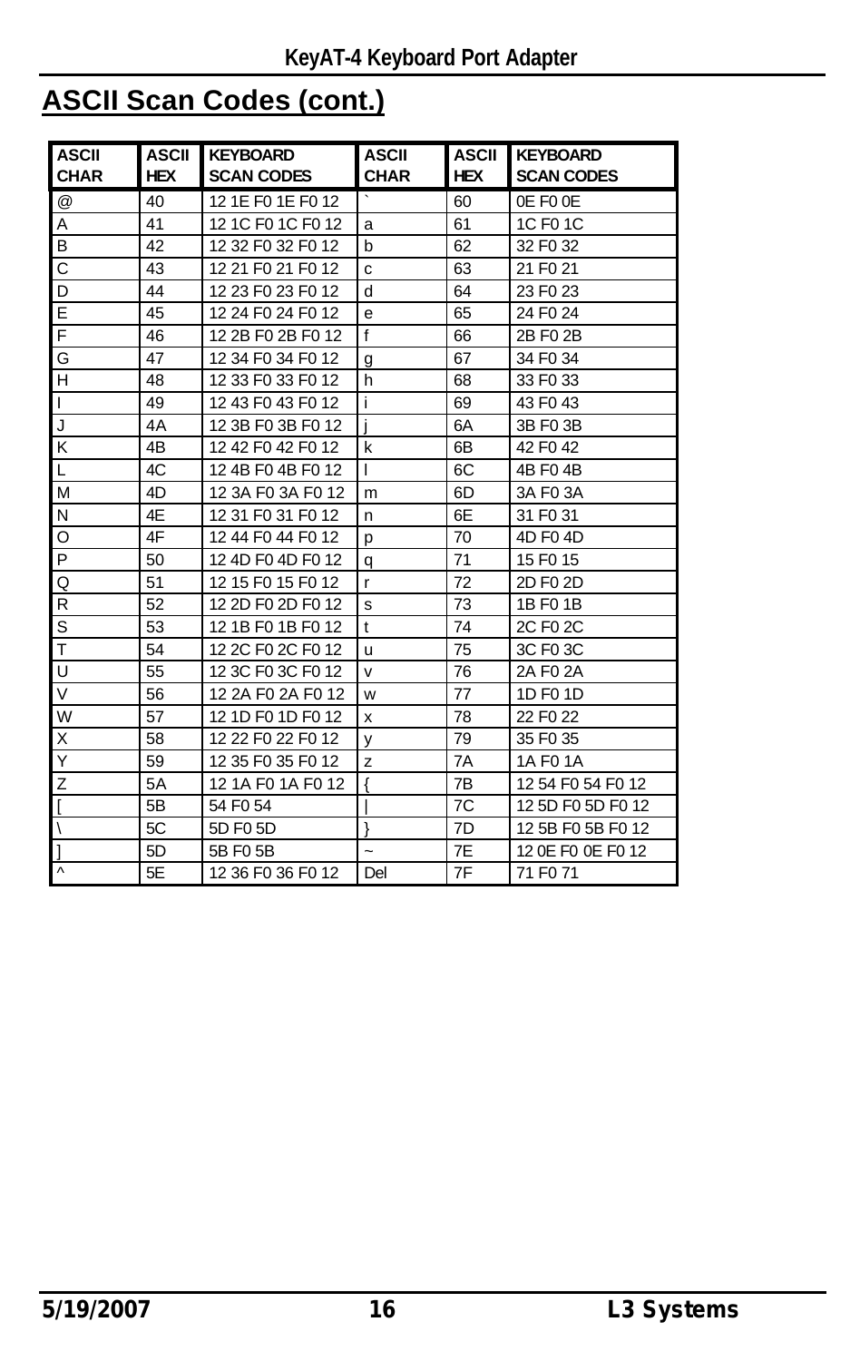## ASCII Scan Codes (cont.)

| ASCII CHAR | ASCII HEX | KEYBOARD SCAN CODES | ASCII CHAR | ASCII HEX | KEYBOARD SCAN CODES |
|---|---|---|---|---|---|
| @ | 40 | 12 1E F0 1E F0 12 | ` | 60 | 0E F0 0E |
| A | 41 | 12 1C F0 1C F0 12 | a | 61 | 1C F0 1C |
| B | 42 | 12 32 F0 32 F0 12 | b | 62 | 32 F0 32 |
| C | 43 | 12 21 F0 21 F0 12 | c | 63 | 21 F0 21 |
| D | 44 | 12 23 F0 23 F0 12 | d | 64 | 23 F0 23 |
| E | 45 | 12 24 F0 24 F0 12 | e | 65 | 24 F0 24 |
| F | 46 | 12 2B F0 2B F0 12 | f | 66 | 2B F0 2B |
| G | 47 | 12 34 F0 34 F0 12 | g | 67 | 34 F0 34 |
| H | 48 | 12 33 F0 33 F0 12 | h | 68 | 33 F0 33 |
| I | 49 | 12 43 F0 43 F0 12 | i | 69 | 43 F0 43 |
| J | 4A | 12 3B F0 3B F0 12 | j | 6A | 3B F0 3B |
| K | 4B | 12 42 F0 42 F0 12 | k | 6B | 42 F0 42 |
| L | 4C | 12 4B F0 4B F0 12 | l | 6C | 4B F0 4B |
| M | 4D | 12 3A F0 3A F0 12 | m | 6D | 3A F0 3A |
| N | 4E | 12 31 F0 31 F0 12 | n | 6E | 31 F0 31 |
| O | 4F | 12 44 F0 44 F0 12 | p | 70 | 4D F0 4D |
| P | 50 | 12 4D F0 4D F0 12 | q | 71 | 15 F0 15 |
| Q | 51 | 12 15 F0 15 F0 12 | r | 72 | 2D F0 2D |
| R | 52 | 12 2D F0 2D F0 12 | s | 73 | 1B F0 1B |
| S | 53 | 12 1B F0 1B F0 12 | t | 74 | 2C F0 2C |
| T | 54 | 12 2C F0 2C F0 12 | u | 75 | 3C F0 3C |
| U | 55 | 12 3C F0 3C F0 12 | v | 76 | 2A F0 2A |
| V | 56 | 12 2A F0 2A F0 12 | w | 77 | 1D F0 1D |
| W | 57 | 12 1D F0 1D F0 12 | x | 78 | 22 F0 22 |
| X | 58 | 12 22 F0 22 F0 12 | y | 79 | 35 F0 35 |
| Y | 59 | 12 35 F0 35 F0 12 | z | 7A | 1A F0 1A |
| Z | 5A | 12 1A F0 1A F0 12 | { | 7B | 12 54 F0 54 F0 12 |
| [ | 5B | 54 F0 54 | \| | 7C | 12 5D F0 5D F0 12 |
| \ | 5C | 5D F0 5D | } | 7D | 12 5B F0 5B F0 12 |
| ] | 5D | 5B F0 5B | ~ | 7E | 12 0E F0 0E F0 12 |
| ^ | 5E | 12 36 F0 36 F0 12 | Del | 7F | 71 F0 71 |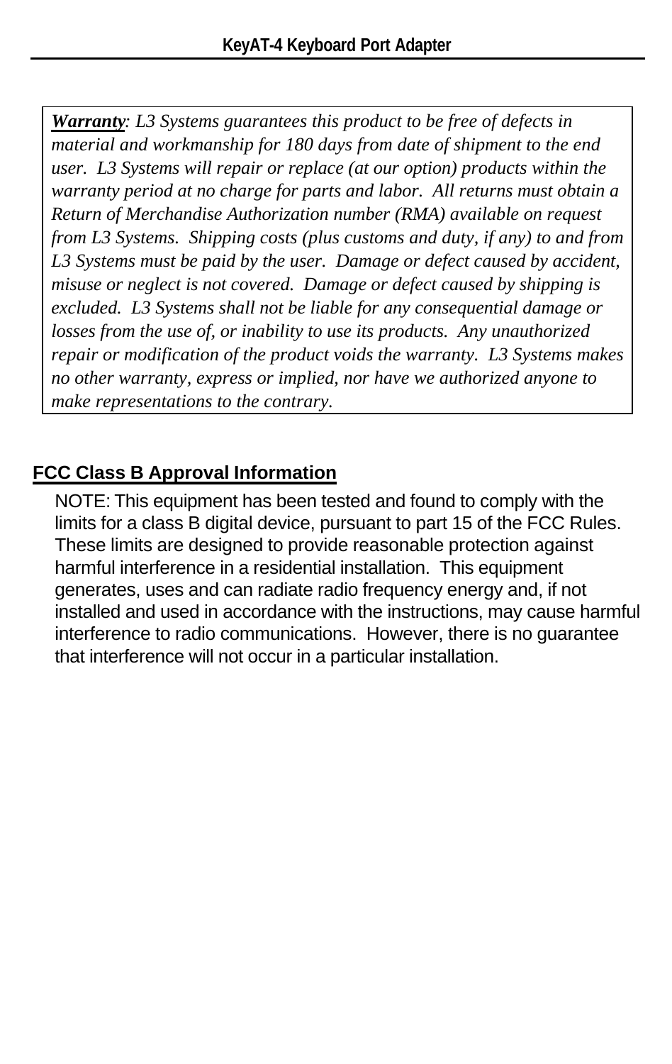***Warranty**: L3 Systems guarantees this product to be free of defects in material and workmanship for 180 days from date of shipment to the end user. L3 Systems will repair or replace (at our option) products within the warranty period at no charge for parts and labor. All returns must obtain a Return of Merchandise Authorization number (RMA) available on request from L3 Systems. Shipping costs (plus customs and duty, if any) to and from L3 Systems must be paid by the user. Damage or defect caused by accident, misuse or neglect is not covered. Damage or defect caused by shipping is excluded. L3 Systems shall not be liable for any consequential damage or losses from the use of, or inability to use its products. Any unauthorized repair or modification of the product voids the warranty. L3 Systems makes no other warranty, express or implied, nor have we authorized anyone to make representations to the contrary.*

## FCC Class B Approval Information

NOTE: This equipment has been tested and found to comply with the limits for a class B digital device, pursuant to part 15 of the FCC Rules. These limits are designed to provide reasonable protection against harmful interference in a residential installation. This equipment generates, uses and can radiate radio frequency energy and, if not installed and used in accordance with the instructions, may cause harmful interference to radio communications. However, there is no guarantee that interference will not occur in a particular installation.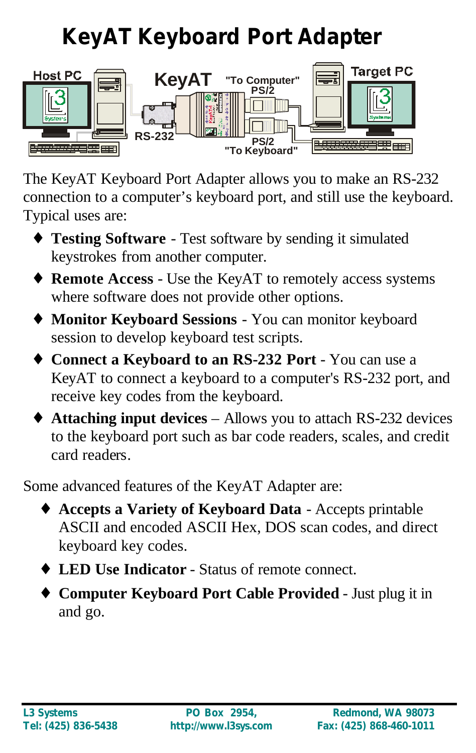# KeyAT Keyboard Port Adapter

Host PC

KeyAT

"To Computer"
PS/2

Target PC

RS-232

PS/2
"To Keyboard"

The KeyAT Keyboard Port Adapter allows you to make an RS-232 connection to a computer's keyboard port, and still use the keyboard. Typical uses are:

- **Testing Software** - Test software by sending it simulated keystrokes from another computer.
- **Remote Access** - Use the KeyAT to remotely access systems where software does not provide other options.
- **Monitor Keyboard Sessions** - You can monitor keyboard session to develop keyboard test scripts.
- **Connect a Keyboard to an RS-232 Port** - You can use a KeyAT to connect a keyboard to a computer's RS-232 port, and receive key codes from the keyboard.
- **Attaching input devices** – Allows you to attach RS-232 devices to the keyboard port such as bar code readers, scales, and credit card readers.

Some advanced features of the KeyAT Adapter are:

- **Accepts a Variety of Keyboard Data** - Accepts printable ASCII and encoded ASCII Hex, DOS scan codes, and direct keyboard key codes.
- **LED Use Indicator** - Status of remote connect.
- **Computer Keyboard Port Cable Provided** - Just plug it in and go.

L3 Systems | PO Box 2954, | Redmond, WA 98073
Tel: (425) 836-5438 | http://www.l3sys.com | Fax: (425) 868-460-1011